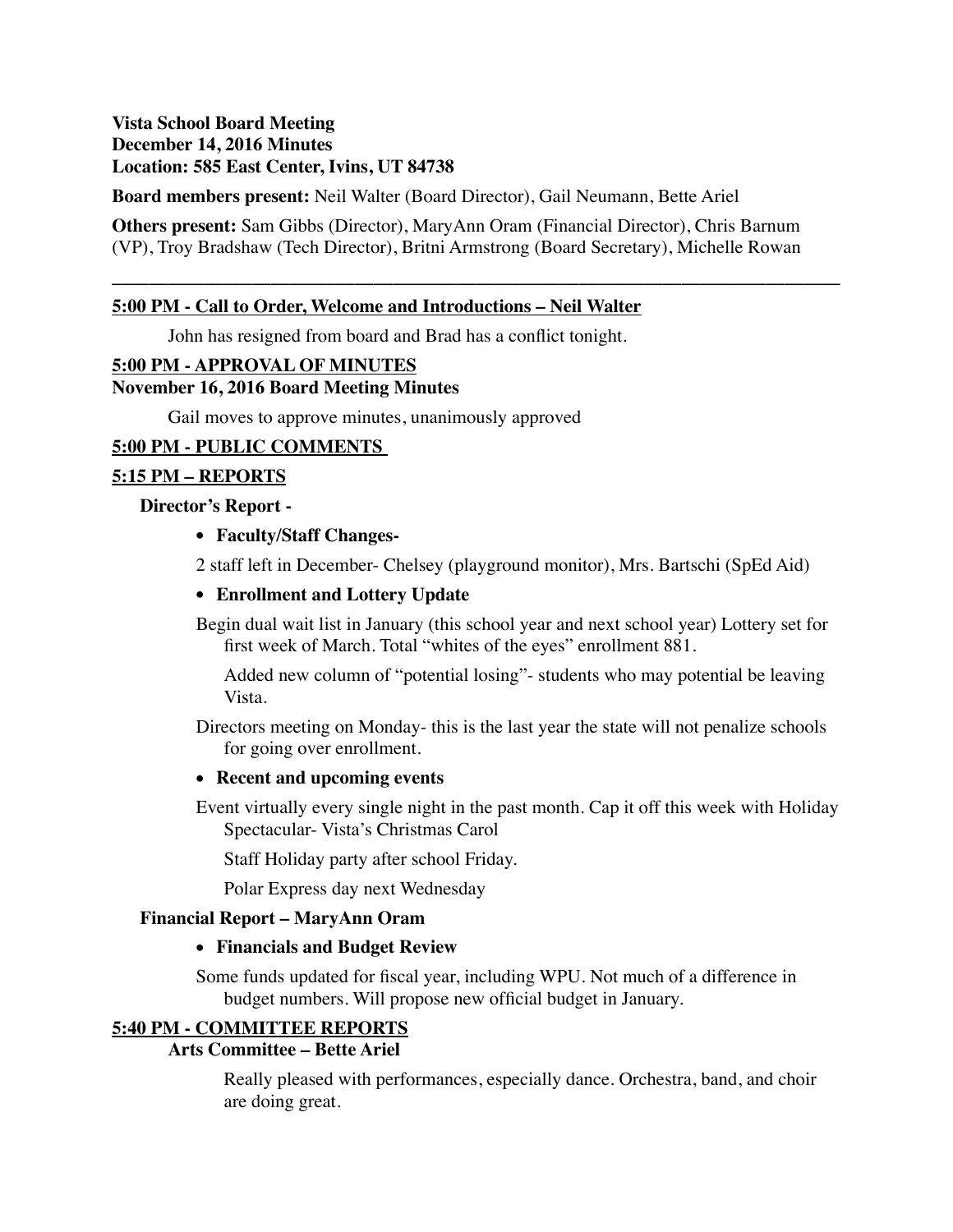**Vista School Board Meeting**
**December 14, 2016 Minutes**
**Location: 585 East Center, Ivins, UT 84738**

**Board members present:** Neil Walter (Board Director), Gail Neumann, Bette Ariel

**Others present:** Sam Gibbs (Director), MaryAnn Oram (Financial Director), Chris Barnum (VP), Troy Bradshaw (Tech Director), Britni Armstrong (Board Secretary), Michelle Rowan

---

## 5:00 PM - Call to Order, Welcome and Introductions – Neil Walter

John has resigned from board and Brad has a conflict tonight.

## 5:00 PM - APPROVAL OF MINUTES

**November 16, 2016 Board Meeting Minutes**

Gail moves to approve minutes, unanimously approved

## 5:00 PM - PUBLIC COMMENTS

## 5:15 PM – REPORTS

### Director's Report -

- **Faculty/Staff Changes-**

2 staff left in December- Chelsey (playground monitor), Mrs. Bartschi (SpEd Aid)

- **Enrollment and Lottery Update**

Begin dual wait list in January (this school year and next school year) Lottery set for first week of March. Total "whites of the eyes" enrollment 881.

Added new column of "potential losing"- students who may potential be leaving Vista.

Directors meeting on Monday- this is the last year the state will not penalize schools for going over enrollment.

- **Recent and upcoming events**

Event virtually every single night in the past month. Cap it off this week with Holiday Spectacular- Vista's Christmas Carol

Staff Holiday party after school Friday.

Polar Express day next Wednesday

### Financial Report – MaryAnn Oram

- **Financials and Budget Review**

Some funds updated for fiscal year, including WPU. Not much of a difference in budget numbers. Will propose new official budget in January.

## 5:40 PM - COMMITTEE REPORTS

### Arts Committee – Bette Ariel

Really pleased with performances, especially dance. Orchestra, band, and choir are doing great.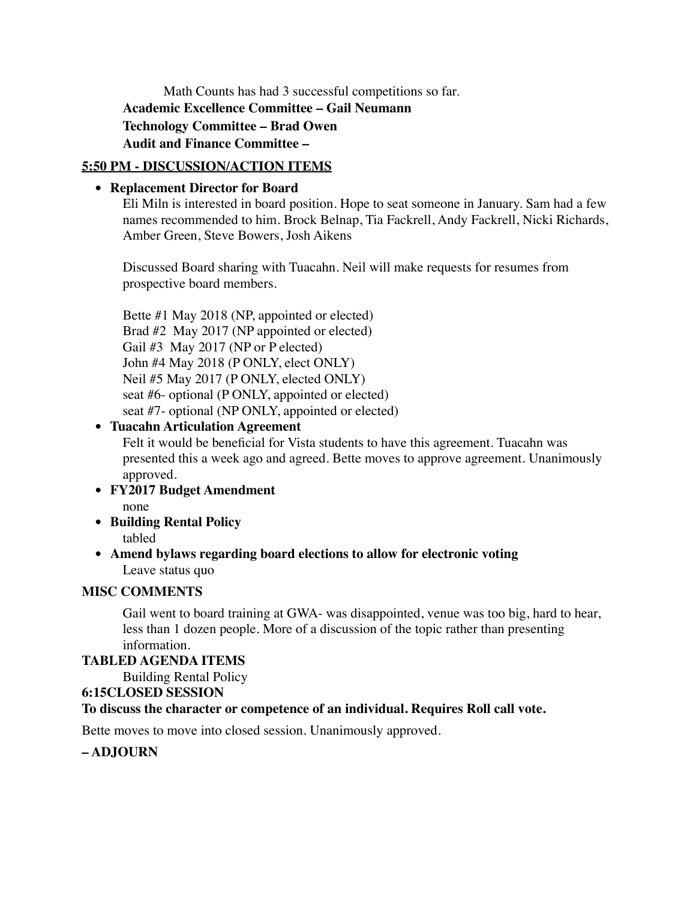Math Counts has had 3 successful competitions so far.

**Academic Excellence Committee – Gail Neumann**

**Technology Committee – Brad Owen**

**Audit and Finance Committee –**

## 5:50 PM - DISCUSSION/ACTION ITEMS

- **Replacement Director for Board**

  Eli Miln is interested in board position. Hope to seat someone in January. Sam had a few names recommended to him. Brock Belnap, Tia Fackrell, Andy Fackrell, Nicki Richards, Amber Green, Steve Bowers, Josh Aikens

  Discussed Board sharing with Tuacahn. Neil will make requests for resumes from prospective board members.

  Bette #1 May 2018 (NP, appointed or elected)  
  Brad #2 May 2017 (NP appointed or elected)  
  Gail #3 May 2017 (NP or P elected)  
  John #4 May 2018 (P ONLY, elect ONLY)  
  Neil #5 May 2017 (P ONLY, elected ONLY)  
  seat #6- optional (P ONLY, appointed or elected)  
  seat #7- optional (NP ONLY, appointed or elected)
- **Tuacahn Articulation Agreement**

  Felt it would be beneficial for Vista students to have this agreement. Tuacahn was presented this a week ago and agreed. Bette moves to approve agreement. Unanimously approved.
- **FY2017 Budget Amendment**

  none
- **Building Rental Policy**

  tabled
- **Amend bylaws regarding board elections to allow for electronic voting**

  Leave status quo

## MISC COMMENTS

Gail went to board training at GWA- was disappointed, venue was too big, hard to hear, less than 1 dozen people. More of a discussion of the topic rather than presenting information.

## TABLED AGENDA ITEMS

Building Rental Policy

## 6:15CLOSED SESSION

**To discuss the character or competence of an individual. Requires Roll call vote.**

Bette moves to move into closed session. Unanimously approved.

**– ADJOURN**